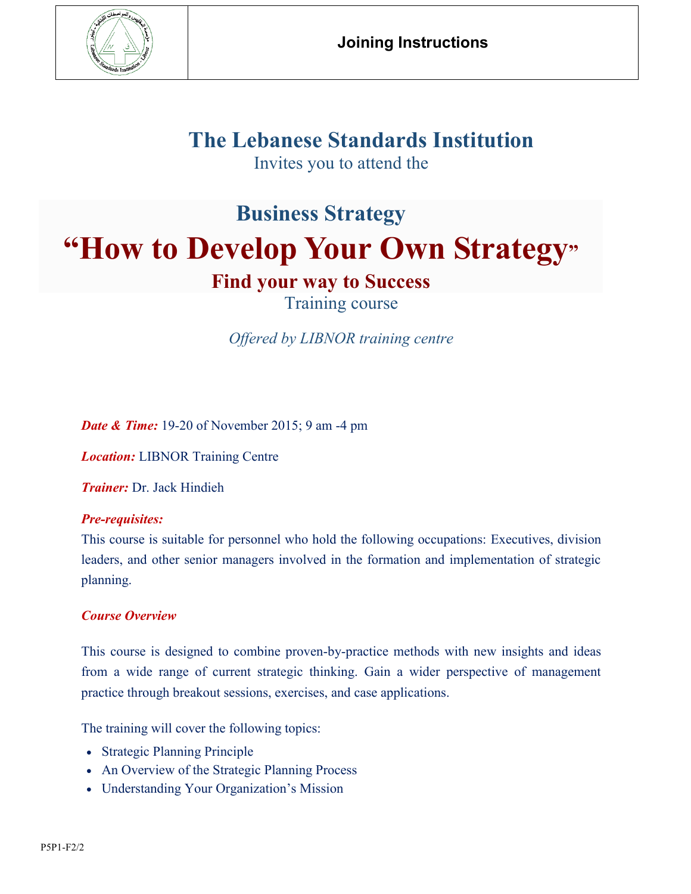**Joining Instructions**

# The Lebanese Standards Institution

Invites you to attend the

## Business Strategy

# "How to Develop Your Own Strategy"

### Find your way to Success

Training course

*Offered by LIBNOR training centre*

***Date & Time:*** 19-20 of November 2015; 9 am -4 pm

***Location:*** LIBNOR Training Centre

***Trainer:*** Dr. Jack Hindieh

***Pre-requisites:***

This course is suitable for personnel who hold the following occupations: Executives, division leaders, and other senior managers involved in the formation and implementation of strategic planning.

***Course Overview***

This course is designed to combine proven-by-practice methods with new insights and ideas from a wide range of current strategic thinking. Gain a wider perspective of management practice through breakout sessions, exercises, and case applications.

The training will cover the following topics:

- Strategic Planning Principle
- An Overview of the Strategic Planning Process
- Understanding Your Organization's Mission

P5P1-F2/2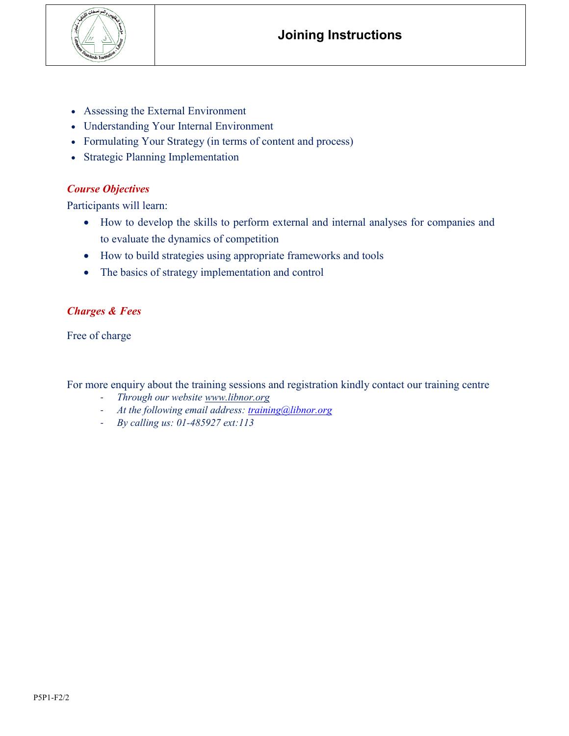# Joining Instructions

- Assessing the External Environment
- Understanding Your Internal Environment
- Formulating Your Strategy (in terms of content and process)
- Strategic Planning Implementation

***Course Objectives***

Participants will learn:

- How to develop the skills to perform external and internal analyses for companies and to evaluate the dynamics of competition
- How to build strategies using appropriate frameworks and tools
- The basics of strategy implementation and control

***Charges & Fees***

Free of charge

For more enquiry about the training sessions and registration kindly contact our training centre

- *Through our website www.libnor.org*
- *At the following email address: training@libnor.org*
- *By calling us: 01-485927 ext:113*

P5P1-F2/2